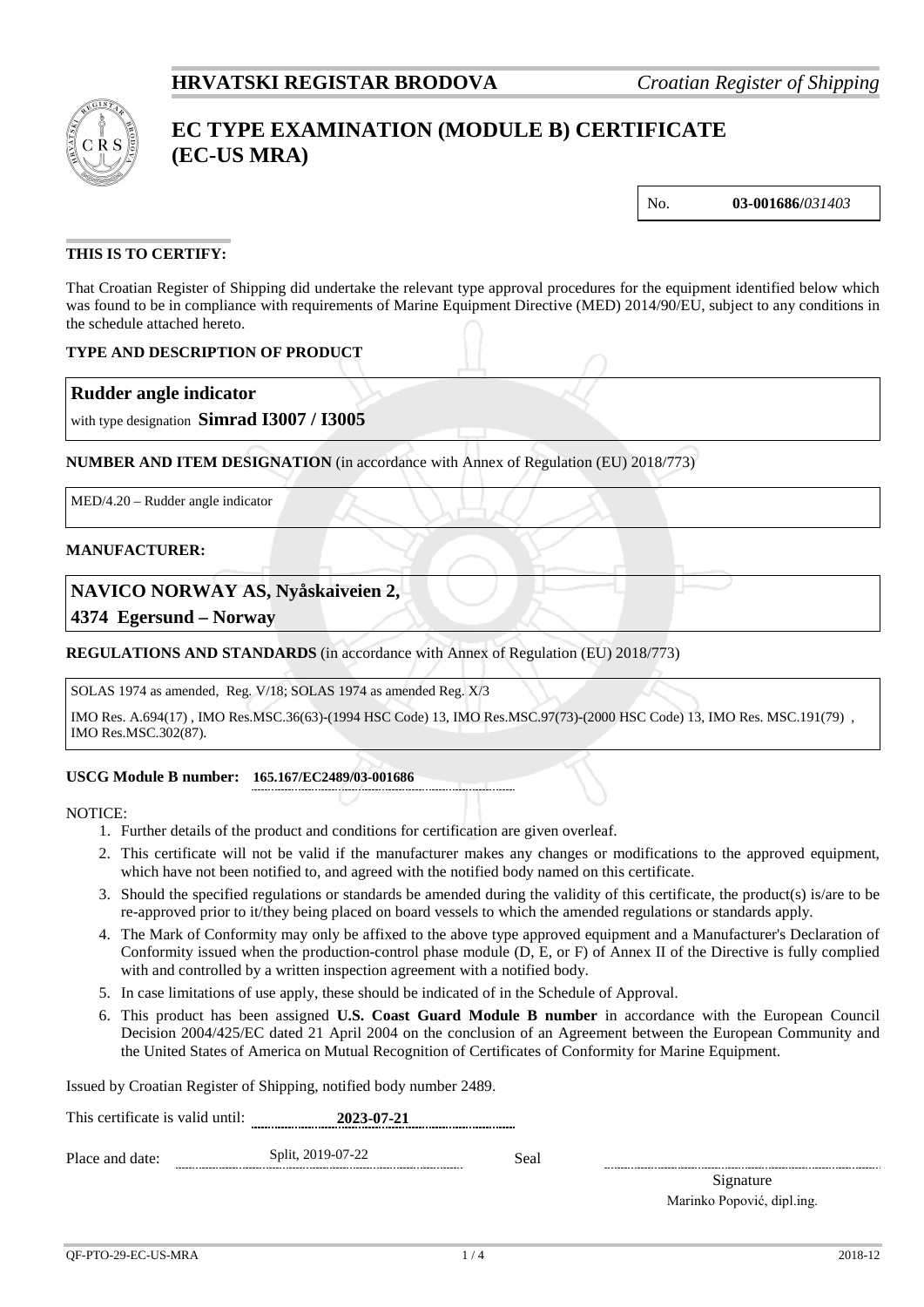**HRVATSKI REGISTAR BRODOVA** *Croatian Register of Shipping*

# EC TYPE EXAMINATION (MODULE B) CERTIFICATE (EC-US MRA)

No. **03-001686/***031403*

**THIS IS TO CERTIFY:**

That Croatian Register of Shipping did undertake the relevant type approval procedures for the equipment identified below which was found to be in compliance with requirements of Marine Equipment Directive (MED) 2014/90/EU, subject to any conditions in the schedule attached hereto.

**TYPE AND DESCRIPTION OF PRODUCT**

**Rudder angle indicator**

with type designation **Simrad I3007 / I3005**

**NUMBER AND ITEM DESIGNATION** (in accordance with Annex of Regulation (EU) 2018/773)

MED/4.20 – Rudder angle indicator

**MANUFACTURER:**

**NAVICO NORWAY AS, Nyåskaiveien 2,**
**4374 Egersund – Norway**

**REGULATIONS AND STANDARDS** (in accordance with Annex of Regulation (EU) 2018/773)

SOLAS 1974 as amended, Reg. V/18; SOLAS 1974 as amended Reg. X/3

IMO Res. A.694(17) , IMO Res.MSC.36(63)-(1994 HSC Code) 13, IMO Res.MSC.97(73)-(2000 HSC Code) 13, IMO Res. MSC.191(79) , IMO Res.MSC.302(87).

**USCG Module B number:** **165.167/EC2489/03-001686**

NOTICE:

1. Further details of the product and conditions for certification are given overleaf.
2. This certificate will not be valid if the manufacturer makes any changes or modifications to the approved equipment, which have not been notified to, and agreed with the notified body named on this certificate.
3. Should the specified regulations or standards be amended during the validity of this certificate, the product(s) is/are to be re-approved prior to it/they being placed on board vessels to which the amended regulations or standards apply.
4. The Mark of Conformity may only be affixed to the above type approved equipment and a Manufacturer's Declaration of Conformity issued when the production-control phase module (D, E, or F) of Annex II of the Directive is fully complied with and controlled by a written inspection agreement with a notified body.
5. In case limitations of use apply, these should be indicated of in the Schedule of Approval.
6. This product has been assigned **U.S. Coast Guard Module B number** in accordance with the European Council Decision 2004/425/EC dated 21 April 2004 on the conclusion of an Agreement between the European Community and the United States of America on Mutual Recognition of Certificates of Conformity for Marine Equipment.

Issued by Croatian Register of Shipping, notified body number 2489.

This certificate is valid until: **2023-07-21**

Place and date: Split, 2019-07-22 Seal

Signature
Marinko Popović, dipl.ing.

QF-PTO-29-EC-US-MRA 2018-12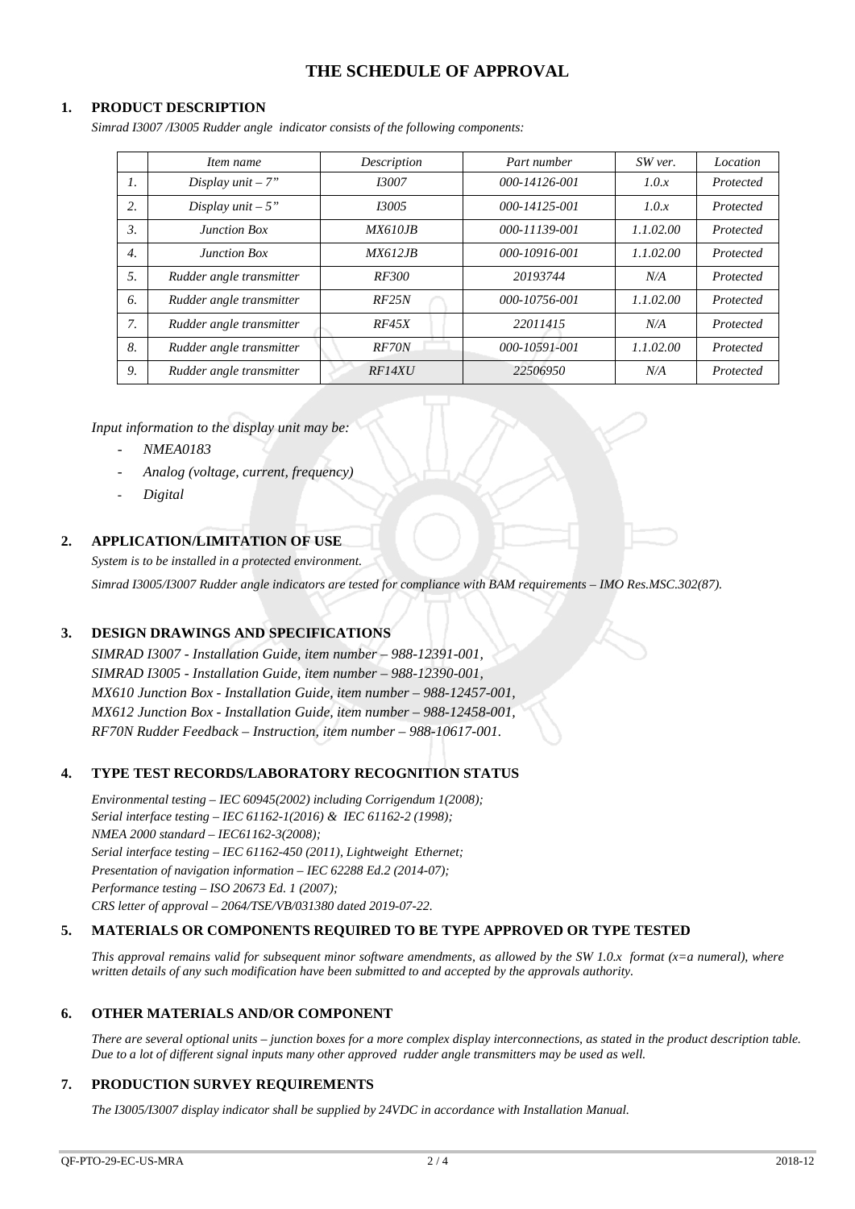# THE SCHEDULE OF APPROVAL

## 1. PRODUCT DESCRIPTION

*Simrad I3007 /I3005 Rudder angle indicator consists of the following components:*

| | *Item name* | *Description* | *Part number* | *SW ver.* | *Location* |
|---|---|---|---|---|---|
| *1.* | *Display unit – 7"* | *I3007* | *000-14126-001* | *1.0.x* | *Protected* |
| *2.* | *Display unit – 5"* | *I3005* | *000-14125-001* | *1.0.x* | *Protected* |
| *3.* | *Junction Box* | *MX610JB* | *000-11139-001* | *1.1.02.00* | *Protected* |
| *4.* | *Junction Box* | *MX612JB* | *000-10916-001* | *1.1.02.00* | *Protected* |
| *5.* | *Rudder angle transmitter* | *RF300* | *20193744* | *N/A* | *Protected* |
| *6.* | *Rudder angle transmitter* | *RF25N* | *000-10756-001* | *1.1.02.00* | *Protected* |
| *7.* | *Rudder angle transmitter* | *RF45X* | *22011415* | *N/A* | *Protected* |
| *8.* | *Rudder angle transmitter* | *RF70N* | *000-10591-001* | *1.1.02.00* | *Protected* |
| *9.* | *Rudder angle transmitter* | *RF14XU* | *22506950* | *N/A* | *Protected* |

*Input information to the display unit may be:*

- *NMEA0183*
- *Analog (voltage, current, frequency)*
- *Digital*

## 2. APPLICATION/LIMITATION OF USE

*System is to be installed in a protected environment.*

*Simrad I3005/I3007 Rudder angle indicators are tested for compliance with BAM requirements – IMO Res.MSC.302(87).*

## 3. DESIGN DRAWINGS AND SPECIFICATIONS

*SIMRAD I3007 - Installation Guide, item number – 988-12391-001,*
*SIMRAD I3005 - Installation Guide, item number – 988-12390-001,*
*MX610 Junction Box - Installation Guide, item number – 988-12457-001,*
*MX612 Junction Box - Installation Guide, item number – 988-12458-001,*
*RF70N Rudder Feedback – Instruction, item number – 988-10617-001.*

## 4. TYPE TEST RECORDS/LABORATORY RECOGNITION STATUS

*Environmental testing – IEC 60945(2002) including Corrigendum 1(2008);*
*Serial interface testing – IEC 61162-1(2016) & IEC 61162-2 (1998);*
*NMEA 2000 standard – IEC61162-3(2008);*
*Serial interface testing – IEC 61162-450 (2011), Lightweight Ethernet;*
*Presentation of navigation information – IEC 62288 Ed.2 (2014-07);*
*Performance testing – ISO 20673 Ed. 1 (2007);*
*CRS letter of approval – 2064/TSE/VB/031380 dated 2019-07-22.*

## 5. MATERIALS OR COMPONENTS REQUIRED TO BE TYPE APPROVED OR TYPE TESTED

*This approval remains valid for subsequent minor software amendments, as allowed by the SW 1.0.x format (x=a numeral), where written details of any such modification have been submitted to and accepted by the approvals authority.*

## 6. OTHER MATERIALS AND/OR COMPONENT

*There are several optional units – junction boxes for a more complex display interconnections, as stated in the product description table. Due to a lot of different signal inputs many other approved rudder angle transmitters may be used as well.*

## 7. PRODUCTION SURVEY REQUIREMENTS

*The I3005/I3007 display indicator shall be supplied by 24VDC in accordance with Installation Manual.*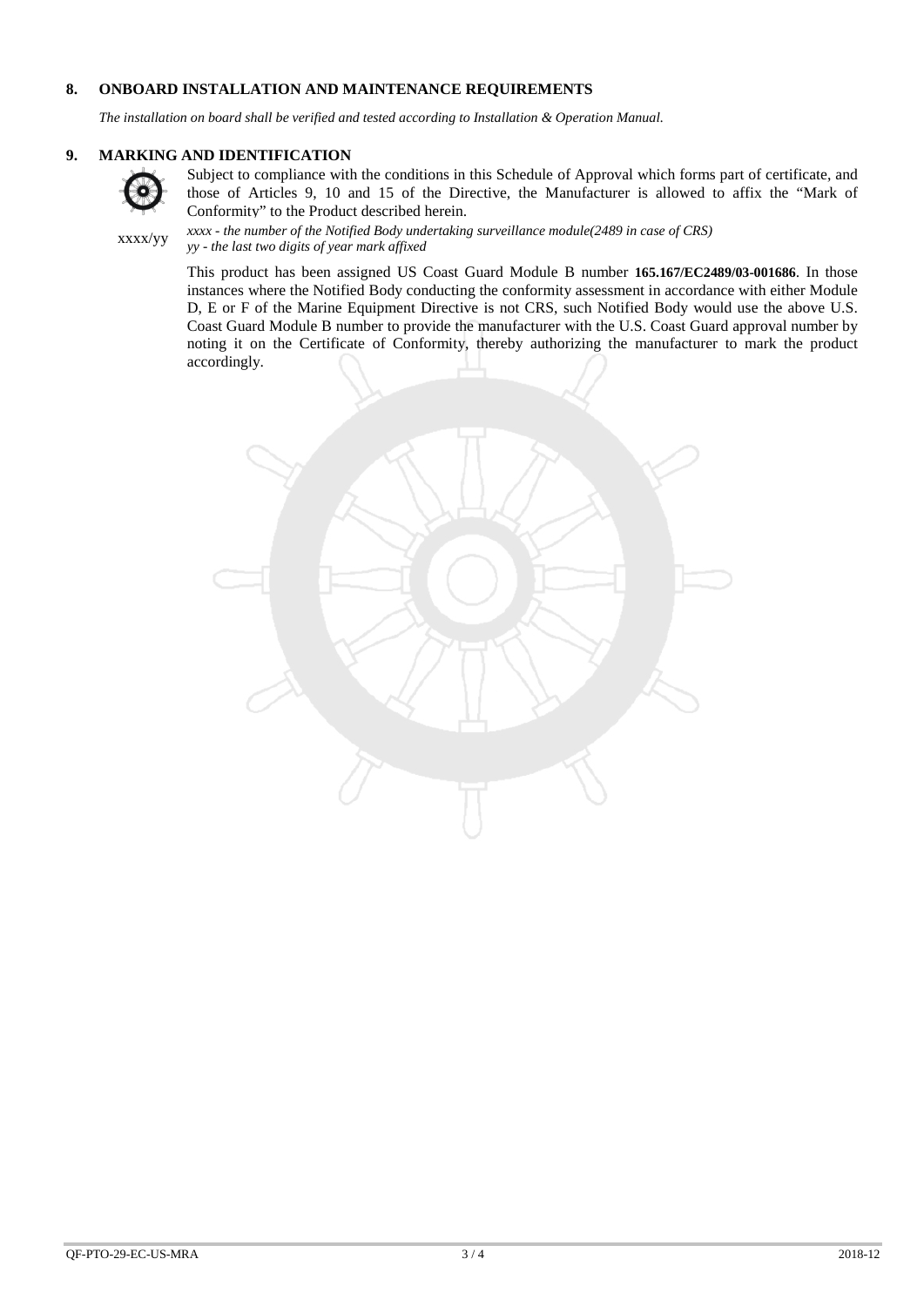## 8. ONBOARD INSTALLATION AND MAINTENANCE REQUIREMENTS

*The installation on board shall be verified and tested according to Installation & Operation Manual.*

## 9. MARKING AND IDENTIFICATION

Subject to compliance with the conditions in this Schedule of Approval which forms part of certificate, and those of Articles 9, 10 and 15 of the Directive, the Manufacturer is allowed to affix the "Mark of Conformity" to the Product described herein.

xxxx/yy

*xxxx - the number of the Notified Body undertaking surveillance module(2489 in case of CRS)*
*yy - the last two digits of year mark affixed*

This product has been assigned US Coast Guard Module B number **165.167/EC2489/03-001686**. In those instances where the Notified Body conducting the conformity assessment in accordance with either Module D, E or F of the Marine Equipment Directive is not CRS, such Notified Body would use the above U.S. Coast Guard Module B number to provide the manufacturer with the U.S. Coast Guard approval number by noting it on the Certificate of Conformity, thereby authorizing the manufacturer to mark the product accordingly.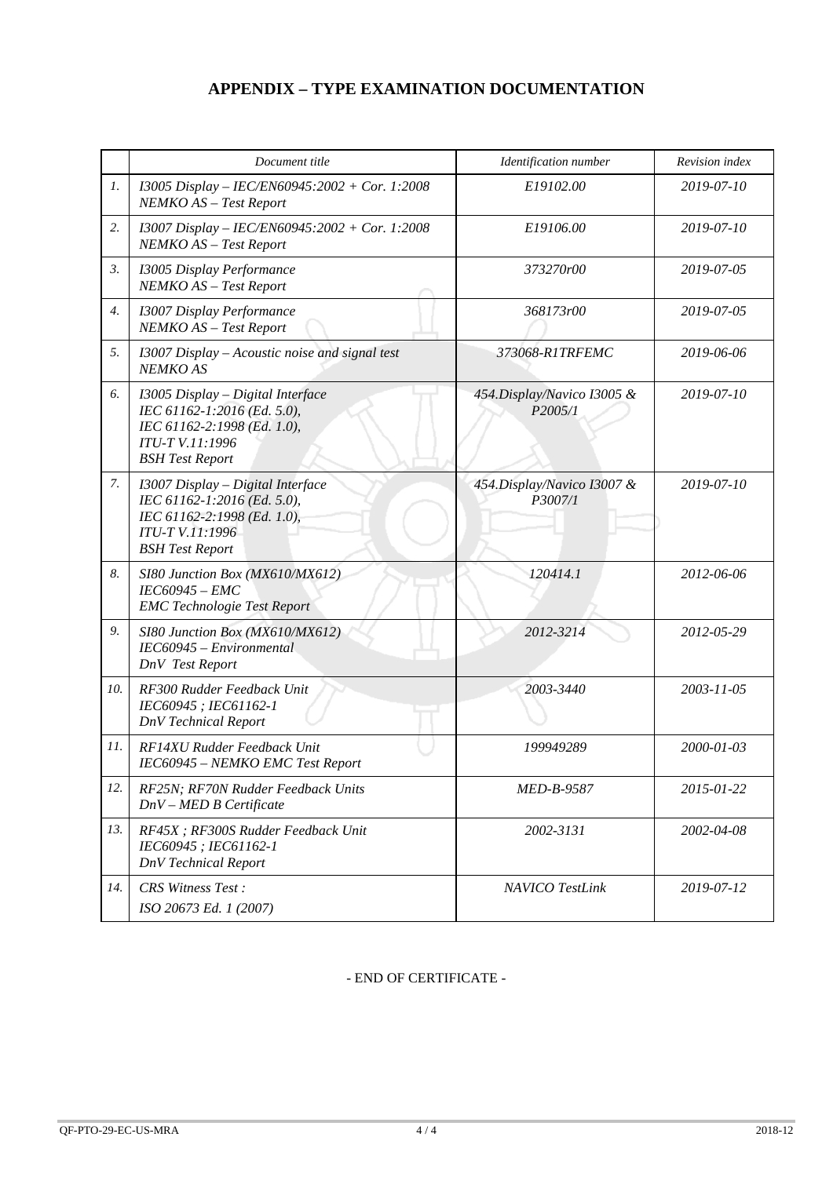# APPENDIX – TYPE EXAMINATION DOCUMENTATION

| | *Document title* | *Identification number* | *Revision index* |
|---|---|---|---|
| *1.* | *I3005 Display – IEC/EN60945:2002 + Cor. 1:2008*<br>*NEMKO AS – Test Report* | *E19102.00* | *2019-07-10* |
| *2.* | *I3007 Display – IEC/EN60945:2002 + Cor. 1:2008*<br>*NEMKO AS – Test Report* | *E19106.00* | *2019-07-10* |
| *3.* | *I3005 Display Performance*<br>*NEMKO AS – Test Report* | *373270r00* | *2019-07-05* |
| *4.* | *I3007 Display Performance*<br>*NEMKO AS – Test Report* | *368173r00* | *2019-07-05* |
| *5.* | *I3007 Display – Acoustic noise and signal test*<br>*NEMKO AS* | *373068-R1TRFEMC* | *2019-06-06* |
| *6.* | *I3005 Display – Digital Interface*<br>*IEC 61162-1:2016 (Ed. 5.0),*<br>*IEC 61162-2:1998 (Ed. 1.0),*<br>*ITU-T V.11:1996*<br>*BSH Test Report* | *454.Display/Navico I3005 & P2005/1* | *2019-07-10* |
| *7.* | *I3007 Display – Digital Interface*<br>*IEC 61162-1:2016 (Ed. 5.0),*<br>*IEC 61162-2:1998 (Ed. 1.0),*<br>*ITU-T V.11:1996*<br>*BSH Test Report* | *454.Display/Navico I3007 & P3007/1* | *2019-07-10* |
| *8.* | *SI80 Junction Box (MX610/MX612)*<br>*IEC60945 – EMC*<br>*EMC Technologie Test Report* | *120414.1* | *2012-06-06* |
| *9.* | *SI80 Junction Box (MX610/MX612)*<br>*IEC60945 – Environmental*<br>*DnV Test Report* | *2012-3214* | *2012-05-29* |
| *10.* | *RF300 Rudder Feedback Unit*<br>*IEC60945 ; IEC61162-1*<br>*DnV Technical Report* | *2003-3440* | *2003-11-05* |
| *11.* | *RF14XU Rudder Feedback Unit*<br>*IEC60945 – NEMKO EMC Test Report* | *199949289* | *2000-01-03* |
| *12.* | *RF25N; RF70N Rudder Feedback Units*<br>*DnV – MED B Certificate* | *MED-B-9587* | *2015-01-22* |
| *13.* | *RF45X ; RF300S Rudder Feedback Unit*<br>*IEC60945 ; IEC61162-1*<br>*DnV Technical Report* | *2002-3131* | *2002-04-08* |
| *14.* | *CRS Witness Test :*<br>*ISO 20673 Ed. 1 (2007)* | *NAVICO TestLink* | *2019-07-12* |

- END OF CERTIFICATE -